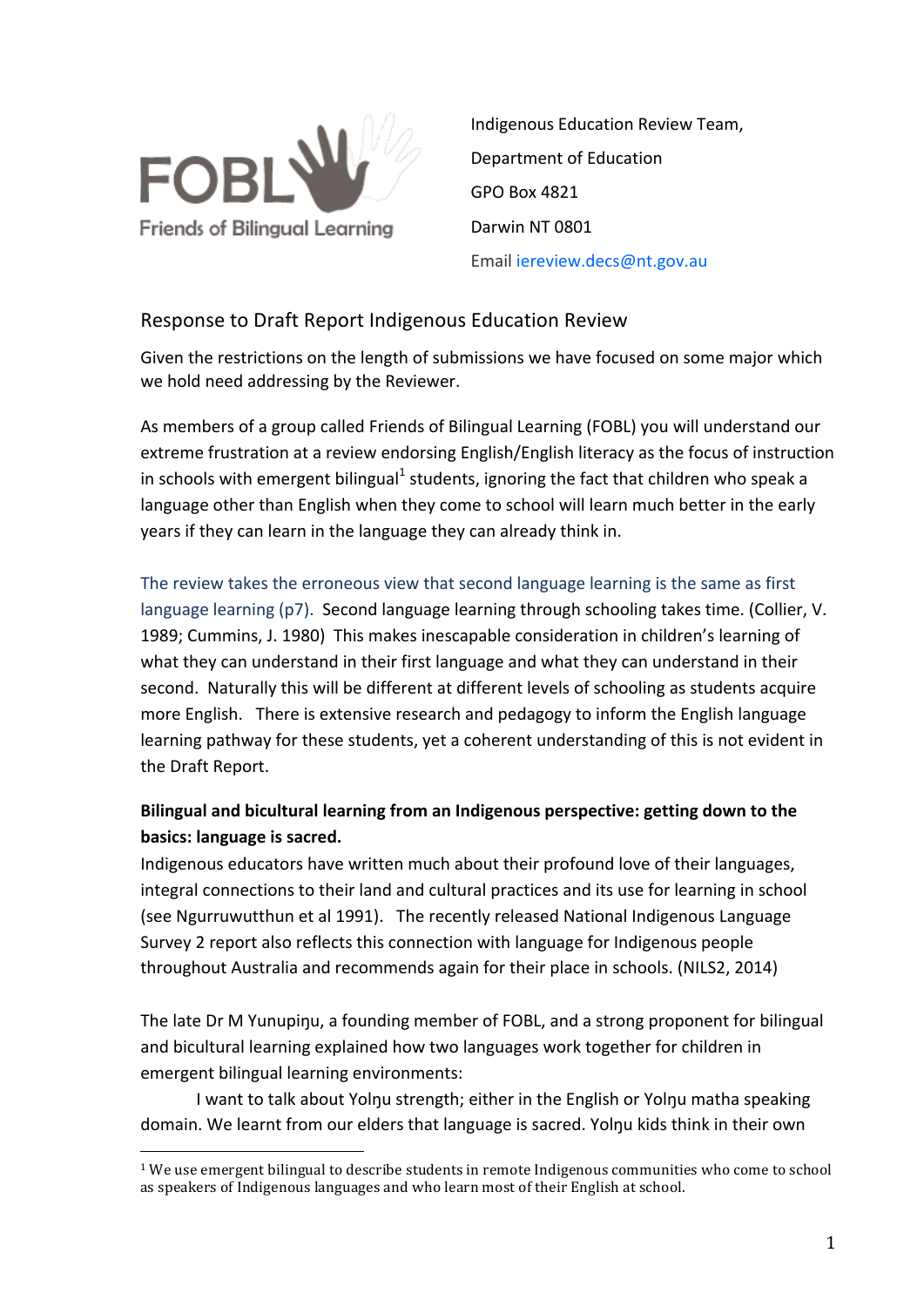FOBL
Friends of Bilingual Learning

Indigenous Education Review Team,
Department of Education
GPO Box 4821
Darwin NT 0801
Email iereview.decs@nt.gov.au

## Response to Draft Report Indigenous Education Review

Given the restrictions on the length of submissions we have focused on some major which we hold need addressing by the Reviewer.

As members of a group called Friends of Bilingual Learning (FOBL) you will understand our extreme frustration at a review endorsing English/English literacy as the focus of instruction in schools with emergent bilingual[1] students, ignoring the fact that children who speak a language other than English when they come to school will learn much better in the early years if they can learn in the language they can already think in.

The review takes the erroneous view that second language learning is the same as first language learning (p7). Second language learning through schooling takes time. (Collier, V. 1989; Cummins, J. 1980) This makes inescapable consideration in children's learning of what they can understand in their first language and what they can understand in their second. Naturally this will be different at different levels of schooling as students acquire more English. There is extensive research and pedagogy to inform the English language learning pathway for these students, yet a coherent understanding of this is not evident in the Draft Report.

**Bilingual and bicultural learning from an Indigenous perspective: getting down to the basics: language is sacred.**

Indigenous educators have written much about their profound love of their languages, integral connections to their land and cultural practices and its use for learning in school (see Ngurruwutthun et al 1991). The recently released National Indigenous Language Survey 2 report also reflects this connection with language for Indigenous people throughout Australia and recommends again for their place in schools. (NILS2, 2014)

The late Dr M Yunupiŋu, a founding member of FOBL, and a strong proponent for bilingual and bicultural learning explained how two languages work together for children in emergent bilingual learning environments:

I want to talk about Yolŋu strength; either in the English or Yolŋu matha speaking domain. We learnt from our elders that language is sacred. Yolŋu kids think in their own

---

[1] We use emergent bilingual to describe students in remote Indigenous communities who come to school as speakers of Indigenous languages and who learn most of their English at school.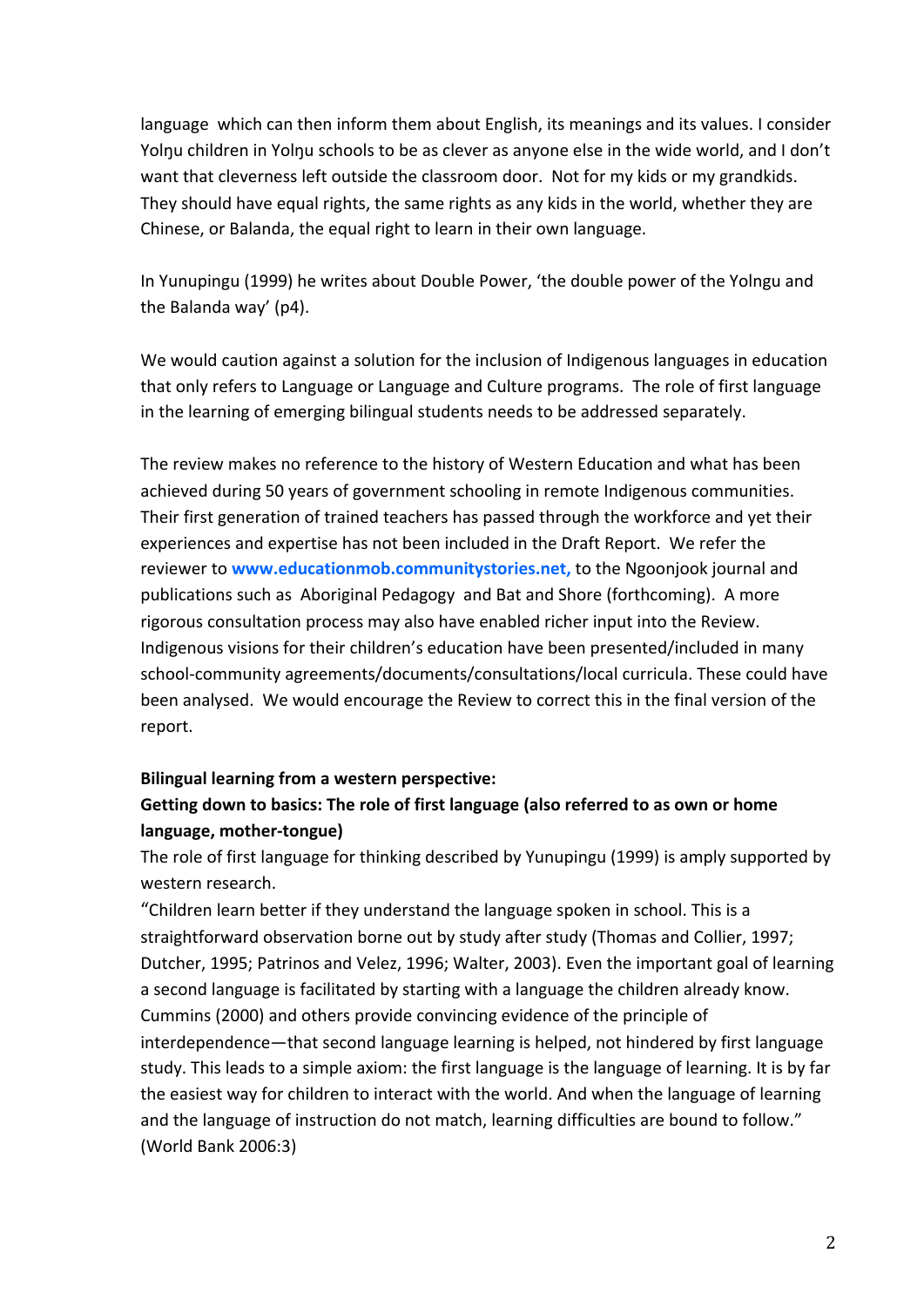language which can then inform them about English, its meanings and its values. I consider Yolŋu children in Yolŋu schools to be as clever as anyone else in the wide world, and I don't want that cleverness left outside the classroom door. Not for my kids or my grandkids. They should have equal rights, the same rights as any kids in the world, whether they are Chinese, or Balanda, the equal right to learn in their own language.

In Yunupingu (1999) he writes about Double Power, 'the double power of the Yolngu and the Balanda way' (p4).

We would caution against a solution for the inclusion of Indigenous languages in education that only refers to Language or Language and Culture programs. The role of first language in the learning of emerging bilingual students needs to be addressed separately.

The review makes no reference to the history of Western Education and what has been achieved during 50 years of government schooling in remote Indigenous communities. Their first generation of trained teachers has passed through the workforce and yet their experiences and expertise has not been included in the Draft Report. We refer the reviewer to **www.educationmob.communitystories.net,** to the Ngoonjook journal and publications such as Aboriginal Pedagogy and Bat and Shore (forthcoming). A more rigorous consultation process may also have enabled richer input into the Review. Indigenous visions for their children's education have been presented/included in many school-community agreements/documents/consultations/local curricula. These could have been analysed. We would encourage the Review to correct this in the final version of the report.

**Bilingual learning from a western perspective:**

**Getting down to basics: The role of first language (also referred to as own or home language, mother-tongue)**

The role of first language for thinking described by Yunupingu (1999) is amply supported by western research.

"Children learn better if they understand the language spoken in school. This is a straightforward observation borne out by study after study (Thomas and Collier, 1997; Dutcher, 1995; Patrinos and Velez, 1996; Walter, 2003). Even the important goal of learning a second language is facilitated by starting with a language the children already know. Cummins (2000) and others provide convincing evidence of the principle of interdependence—that second language learning is helped, not hindered by first language study. This leads to a simple axiom: the first language is the language of learning. It is by far the easiest way for children to interact with the world. And when the language of learning and the language of instruction do not match, learning difficulties are bound to follow." (World Bank 2006:3)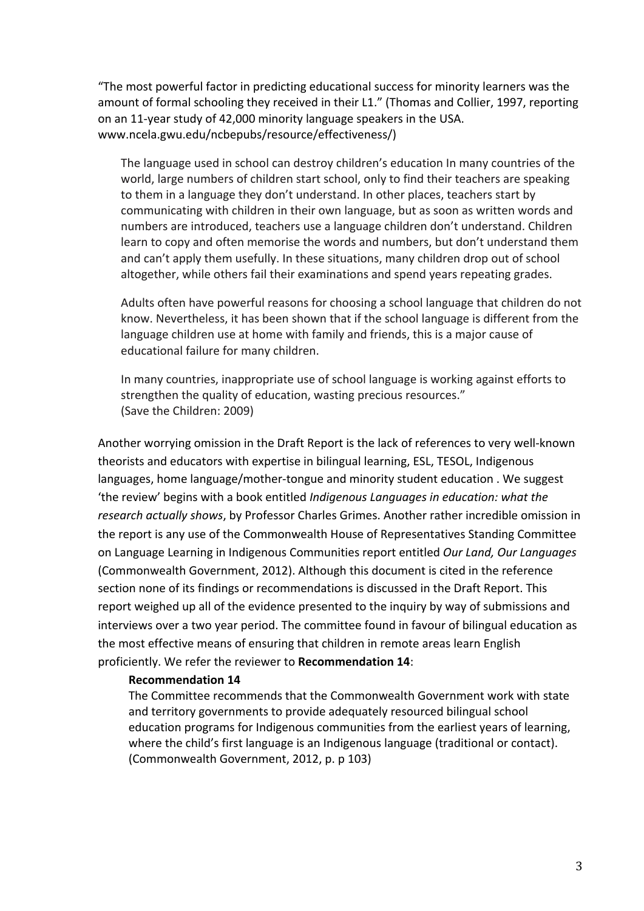"The most powerful factor in predicting educational success for minority learners was the amount of formal schooling they received in their L1." (Thomas and Collier, 1997, reporting on an 11-year study of 42,000 minority language speakers in the USA. www.ncela.gwu.edu/ncbepubs/resource/effectiveness/)

> The language used in school can destroy children's education In many countries of the world, large numbers of children start school, only to find their teachers are speaking to them in a language they don't understand. In other places, teachers start by communicating with children in their own language, but as soon as written words and numbers are introduced, teachers use a language children don't understand. Children learn to copy and often memorise the words and numbers, but don't understand them and can't apply them usefully. In these situations, many children drop out of school altogether, while others fail their examinations and spend years repeating grades.
>
> Adults often have powerful reasons for choosing a school language that children do not know. Nevertheless, it has been shown that if the school language is different from the language children use at home with family and friends, this is a major cause of educational failure for many children.
>
> In many countries, inappropriate use of school language is working against efforts to strengthen the quality of education, wasting precious resources."
> (Save the Children: 2009)

Another worrying omission in the Draft Report is the lack of references to very well-known theorists and educators with expertise in bilingual learning, ESL, TESOL, Indigenous languages, home language/mother-tongue and minority student education . We suggest 'the review' begins with a book entitled *Indigenous Languages in education: what the research actually shows*, by Professor Charles Grimes. Another rather incredible omission in the report is any use of the Commonwealth House of Representatives Standing Committee on Language Learning in Indigenous Communities report entitled *Our Land, Our Languages* (Commonwealth Government, 2012). Although this document is cited in the reference section none of its findings or recommendations is discussed in the Draft Report. This report weighed up all of the evidence presented to the inquiry by way of submissions and interviews over a two year period. The committee found in favour of bilingual education as the most effective means of ensuring that children in remote areas learn English proficiently. We refer the reviewer to **Recommendation 14**:

> **Recommendation 14**
> The Committee recommends that the Commonwealth Government work with state and territory governments to provide adequately resourced bilingual school education programs for Indigenous communities from the earliest years of learning, where the child's first language is an Indigenous language (traditional or contact). (Commonwealth Government, 2012, p. p 103)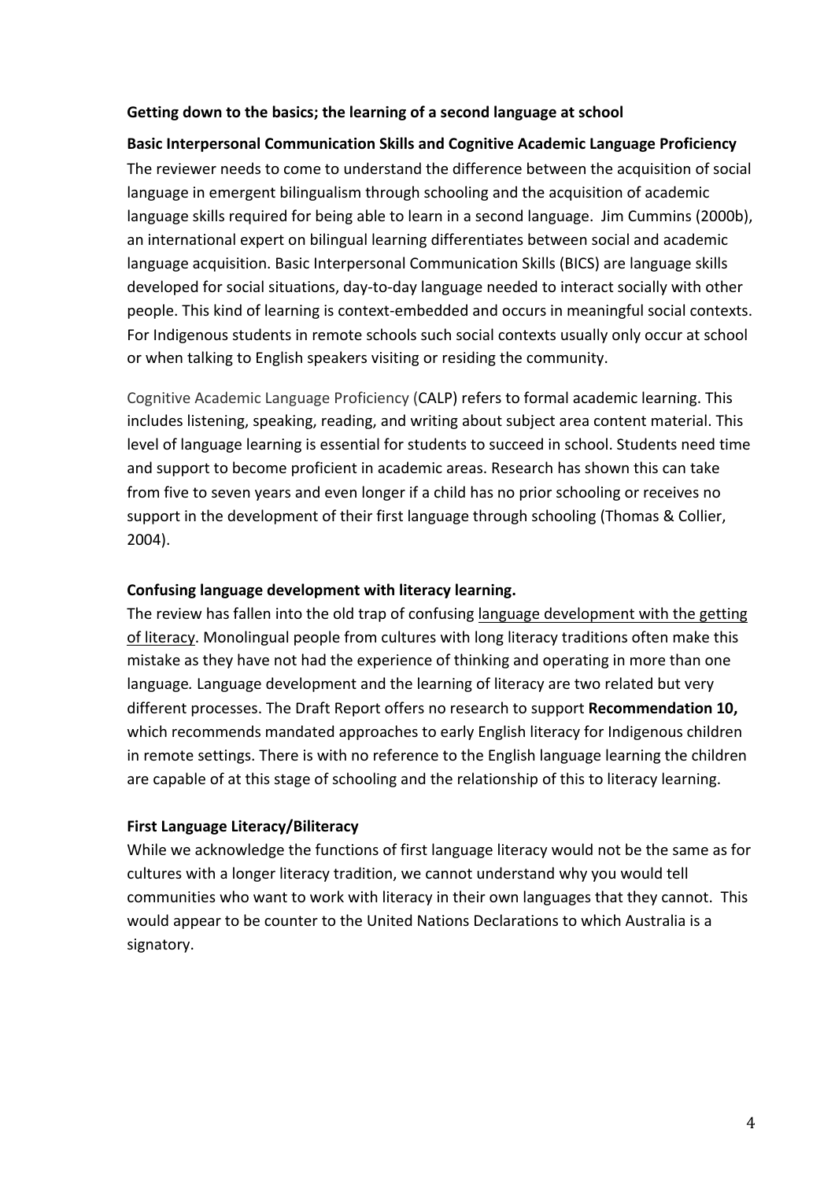**Getting down to the basics; the learning of a second language at school**

**Basic Interpersonal Communication Skills and Cognitive Academic Language Proficiency**

The reviewer needs to come to understand the difference between the acquisition of social language in emergent bilingualism through schooling and the acquisition of academic language skills required for being able to learn in a second language. Jim Cummins (2000b), an international expert on bilingual learning differentiates between social and academic language acquisition. Basic Interpersonal Communication Skills (BICS) are language skills developed for social situations, day-to-day language needed to interact socially with other people. This kind of learning is context-embedded and occurs in meaningful social contexts. For Indigenous students in remote schools such social contexts usually only occur at school or when talking to English speakers visiting or residing the community.

Cognitive Academic Language Proficiency (CALP) refers to formal academic learning. This includes listening, speaking, reading, and writing about subject area content material. This level of language learning is essential for students to succeed in school. Students need time and support to become proficient in academic areas. Research has shown this can take from five to seven years and even longer if a child has no prior schooling or receives no support in the development of their first language through schooling (Thomas & Collier, 2004).

**Confusing language development with literacy learning.**

The review has fallen into the old trap of confusing <u>language development with the getting of literacy</u>. Monolingual people from cultures with long literacy traditions often make this mistake as they have not had the experience of thinking and operating in more than one language. Language development and the learning of literacy are two related but very different processes. The Draft Report offers no research to support **Recommendation 10,** which recommends mandated approaches to early English literacy for Indigenous children in remote settings. There is with no reference to the English language learning the children are capable of at this stage of schooling and the relationship of this to literacy learning.

**First Language Literacy/Biliteracy**

While we acknowledge the functions of first language literacy would not be the same as for cultures with a longer literacy tradition, we cannot understand why you would tell communities who want to work with literacy in their own languages that they cannot. This would appear to be counter to the United Nations Declarations to which Australia is a signatory.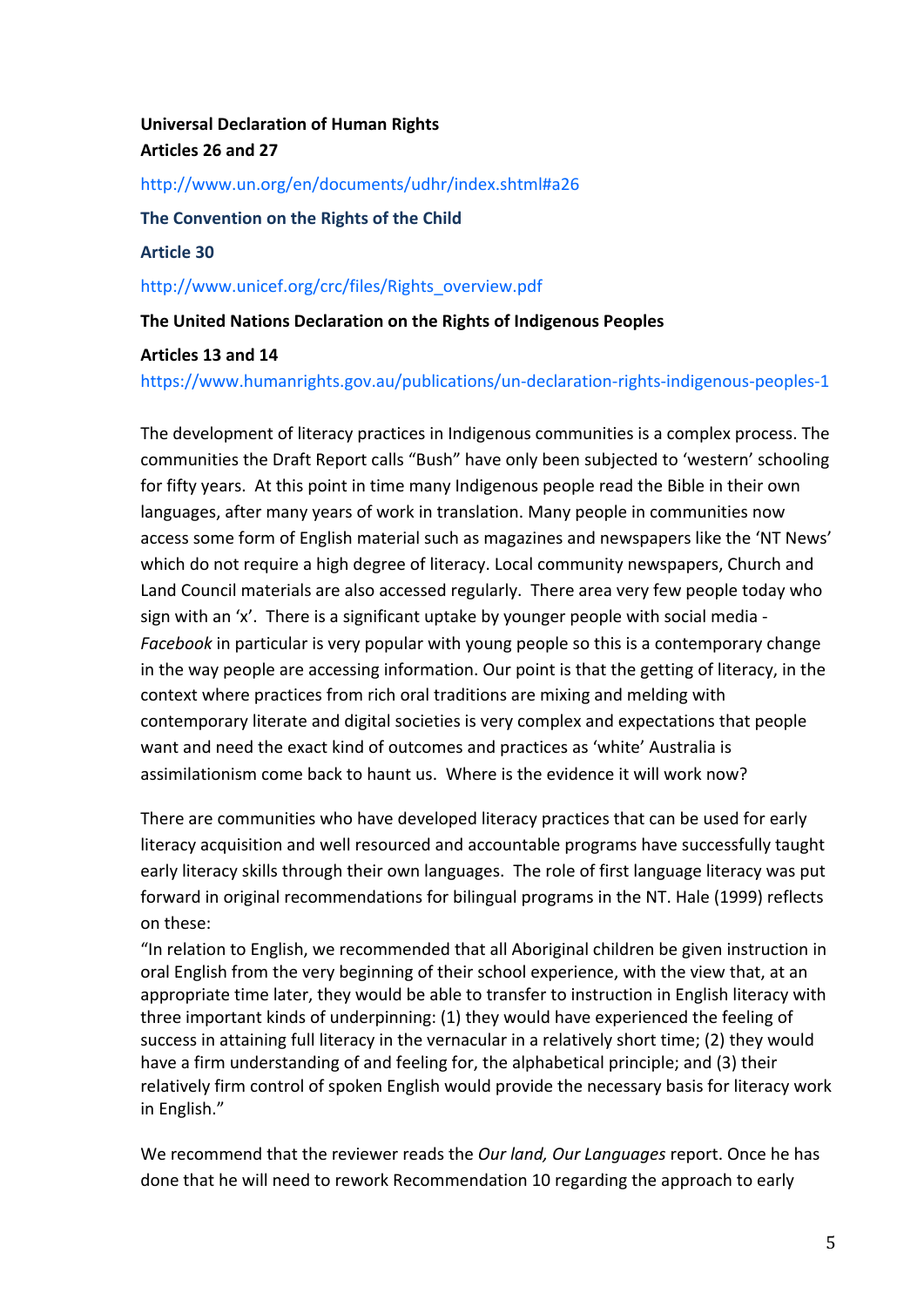**Universal Declaration of Human Rights**
**Articles 26 and 27**

http://www.un.org/en/documents/udhr/index.shtml#a26

**The Convention on the Rights of the Child**

**Article 30**

http://www.unicef.org/crc/files/Rights_overview.pdf

**The United Nations Declaration on the Rights of Indigenous Peoples**

**Articles 13 and 14**

https://www.humanrights.gov.au/publications/un-declaration-rights-indigenous-peoples-1

The development of literacy practices in Indigenous communities is a complex process. The communities the Draft Report calls "Bush" have only been subjected to 'western' schooling for fifty years. At this point in time many Indigenous people read the Bible in their own languages, after many years of work in translation. Many people in communities now access some form of English material such as magazines and newspapers like the 'NT News' which do not require a high degree of literacy. Local community newspapers, Church and Land Council materials are also accessed regularly. There area very few people today who sign with an 'x'. There is a significant uptake by younger people with social media - *Facebook* in particular is very popular with young people so this is a contemporary change in the way people are accessing information. Our point is that the getting of literacy, in the context where practices from rich oral traditions are mixing and melding with contemporary literate and digital societies is very complex and expectations that people want and need the exact kind of outcomes and practices as 'white' Australia is assimilationism come back to haunt us. Where is the evidence it will work now?

There are communities who have developed literacy practices that can be used for early literacy acquisition and well resourced and accountable programs have successfully taught early literacy skills through their own languages. The role of first language literacy was put forward in original recommendations for bilingual programs in the NT. Hale (1999) reflects on these:

"In relation to English, we recommended that all Aboriginal children be given instruction in oral English from the very beginning of their school experience, with the view that, at an appropriate time later, they would be able to transfer to instruction in English literacy with three important kinds of underpinning: (1) they would have experienced the feeling of success in attaining full literacy in the vernacular in a relatively short time; (2) they would have a firm understanding of and feeling for, the alphabetical principle; and (3) their relatively firm control of spoken English would provide the necessary basis for literacy work in English."

We recommend that the reviewer reads the *Our land, Our Languages* report. Once he has done that he will need to rework Recommendation 10 regarding the approach to early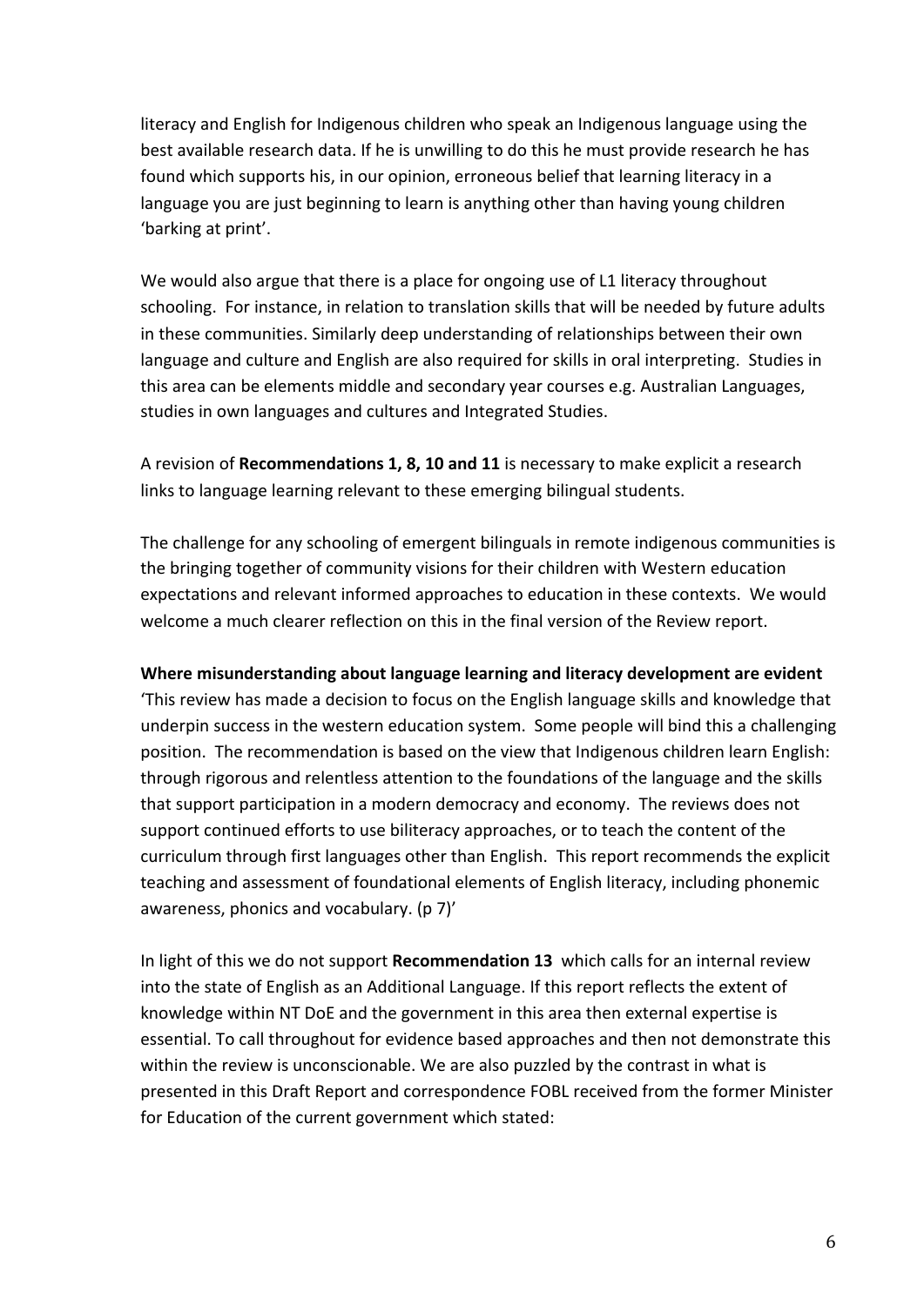literacy and English for Indigenous children who speak an Indigenous language using the best available research data. If he is unwilling to do this he must provide research he has found which supports his, in our opinion, erroneous belief that learning literacy in a language you are just beginning to learn is anything other than having young children 'barking at print'.

We would also argue that there is a place for ongoing use of L1 literacy throughout schooling. For instance, in relation to translation skills that will be needed by future adults in these communities. Similarly deep understanding of relationships between their own language and culture and English are also required for skills in oral interpreting. Studies in this area can be elements middle and secondary year courses e.g. Australian Languages, studies in own languages and cultures and Integrated Studies.

A revision of **Recommendations 1, 8, 10 and 11** is necessary to make explicit a research links to language learning relevant to these emerging bilingual students.

The challenge for any schooling of emergent bilinguals in remote indigenous communities is the bringing together of community visions for their children with Western education expectations and relevant informed approaches to education in these contexts. We would welcome a much clearer reflection on this in the final version of the Review report.

**Where misunderstanding about language learning and literacy development are evident**

'This review has made a decision to focus on the English language skills and knowledge that underpin success in the western education system. Some people will bind this a challenging position. The recommendation is based on the view that Indigenous children learn English: through rigorous and relentless attention to the foundations of the language and the skills that support participation in a modern democracy and economy. The reviews does not support continued efforts to use biliteracy approaches, or to teach the content of the curriculum through first languages other than English. This report recommends the explicit teaching and assessment of foundational elements of English literacy, including phonemic awareness, phonics and vocabulary. (p 7)'

In light of this we do not support **Recommendation 13** which calls for an internal review into the state of English as an Additional Language. If this report reflects the extent of knowledge within NT DoE and the government in this area then external expertise is essential. To call throughout for evidence based approaches and then not demonstrate this within the review is unconscionable. We are also puzzled by the contrast in what is presented in this Draft Report and correspondence FOBL received from the former Minister for Education of the current government which stated: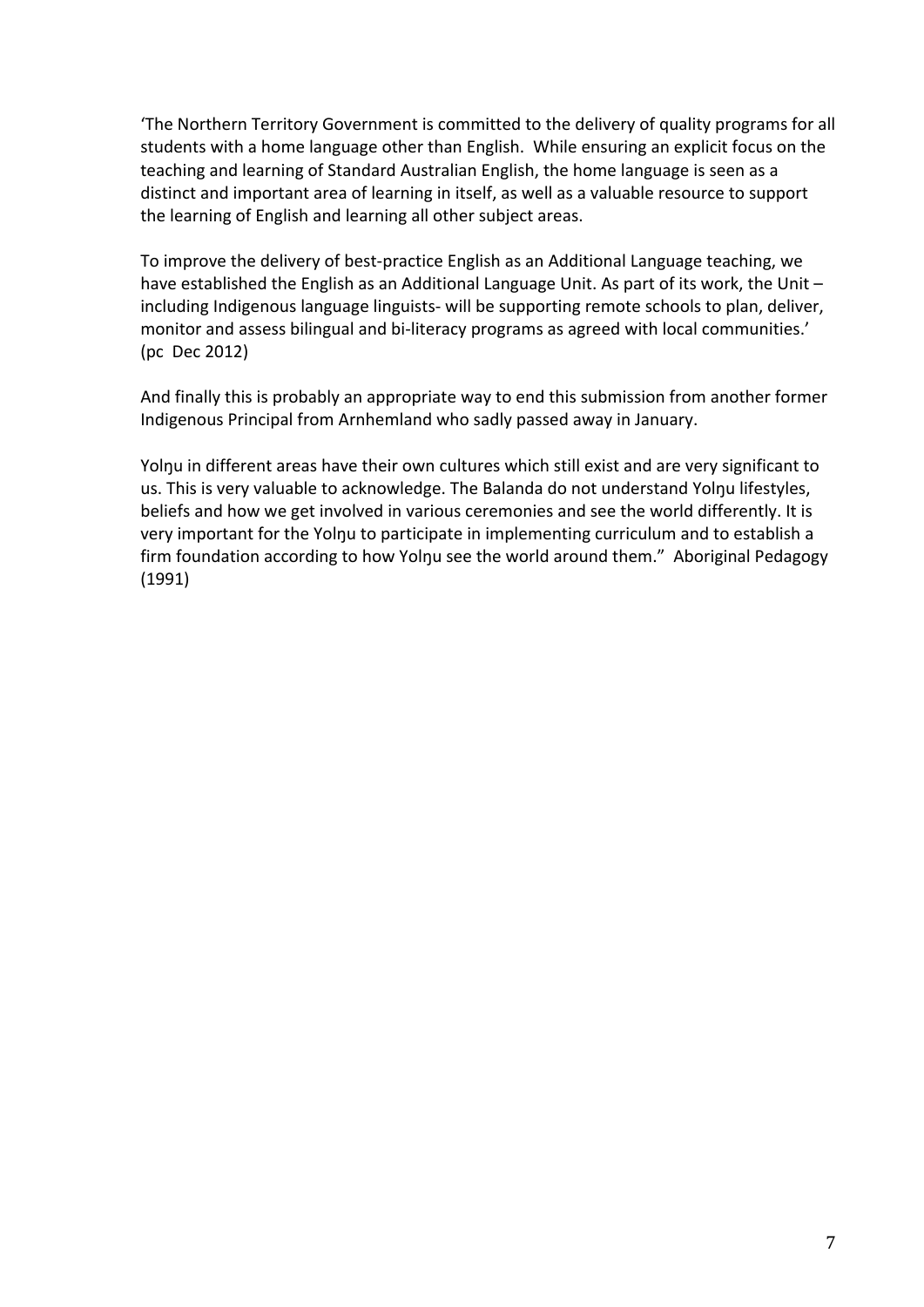'The Northern Territory Government is committed to the delivery of quality programs for all students with a home language other than English. While ensuring an explicit focus on the teaching and learning of Standard Australian English, the home language is seen as a distinct and important area of learning in itself, as well as a valuable resource to support the learning of English and learning all other subject areas.

To improve the delivery of best-practice English as an Additional Language teaching, we have established the English as an Additional Language Unit. As part of its work, the Unit – including Indigenous language linguists- will be supporting remote schools to plan, deliver, monitor and assess bilingual and bi-literacy programs as agreed with local communities.' (pc Dec 2012)

And finally this is probably an appropriate way to end this submission from another former Indigenous Principal from Arnhemland who sadly passed away in January.

Yolŋu in different areas have their own cultures which still exist and are very significant to us. This is very valuable to acknowledge. The Balanda do not understand Yolŋu lifestyles, beliefs and how we get involved in various ceremonies and see the world differently. It is very important for the Yolŋu to participate in implementing curriculum and to establish a firm foundation according to how Yolŋu see the world around them." Aboriginal Pedagogy (1991)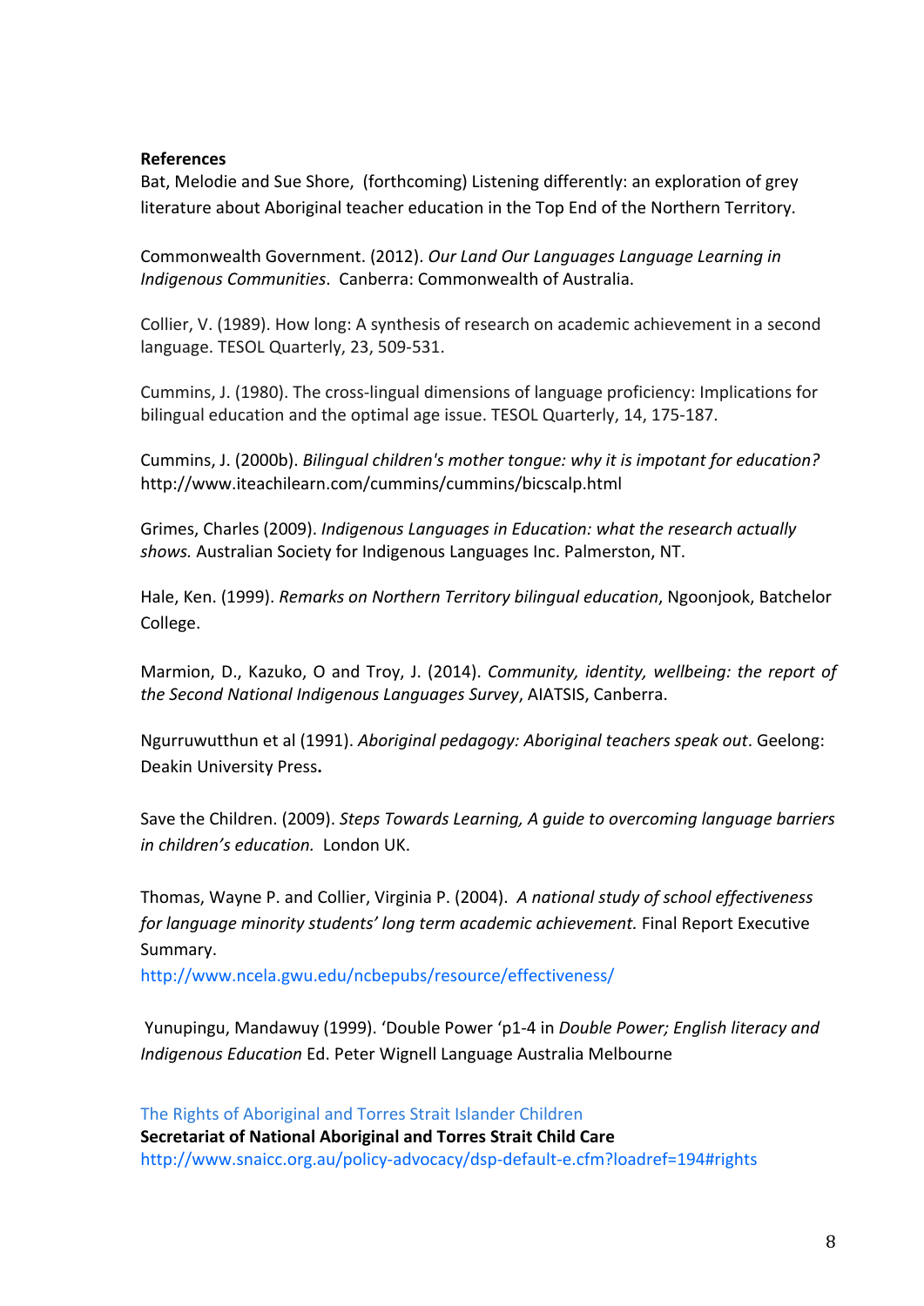**References**

Bat, Melodie and Sue Shore, (forthcoming) Listening differently: an exploration of grey literature about Aboriginal teacher education in the Top End of the Northern Territory.

Commonwealth Government. (2012). *Our Land Our Languages Language Learning in Indigenous Communities*. Canberra: Commonwealth of Australia.

Collier, V. (1989). How long: A synthesis of research on academic achievement in a second language. TESOL Quarterly, 23, 509-531.

Cummins, J. (1980). The cross-lingual dimensions of language proficiency: Implications for bilingual education and the optimal age issue. TESOL Quarterly, 14, 175-187.

Cummins, J. (2000b). *Bilingual children's mother tongue: why it is impotant for education?* http://www.iteachilearn.com/cummins/cummins/bicscalp.html

Grimes, Charles (2009). *Indigenous Languages in Education: what the research actually shows.* Australian Society for Indigenous Languages Inc. Palmerston, NT.

Hale, Ken. (1999). *Remarks on Northern Territory bilingual education*, Ngoonjook, Batchelor College.

Marmion, D., Kazuko, O and Troy, J. (2014). *Community, identity, wellbeing: the report of the Second National Indigenous Languages Survey*, AIATSIS, Canberra.

Ngurruwutthun et al (1991). *Aboriginal pedagogy: Aboriginal teachers speak out*. Geelong: Deakin University Press**.**

Save the Children. (2009). *Steps Towards Learning, A guide to overcoming language barriers in children's education.* London UK.

Thomas, Wayne P. and Collier, Virginia P. (2004). *A national study of school effectiveness for language minority students' long term academic achievement.* Final Report Executive Summary.
http://www.ncela.gwu.edu/ncbepubs/resource/effectiveness/

Yunupingu, Mandawuy (1999). 'Double Power 'p1-4 in *Double Power; English literacy and Indigenous Education* Ed. Peter Wignell Language Australia Melbourne

The Rights of Aboriginal and Torres Strait Islander Children
**Secretariat of National Aboriginal and Torres Strait Child Care**
http://www.snaicc.org.au/policy-advocacy/dsp-default-e.cfm?loadref=194#rights